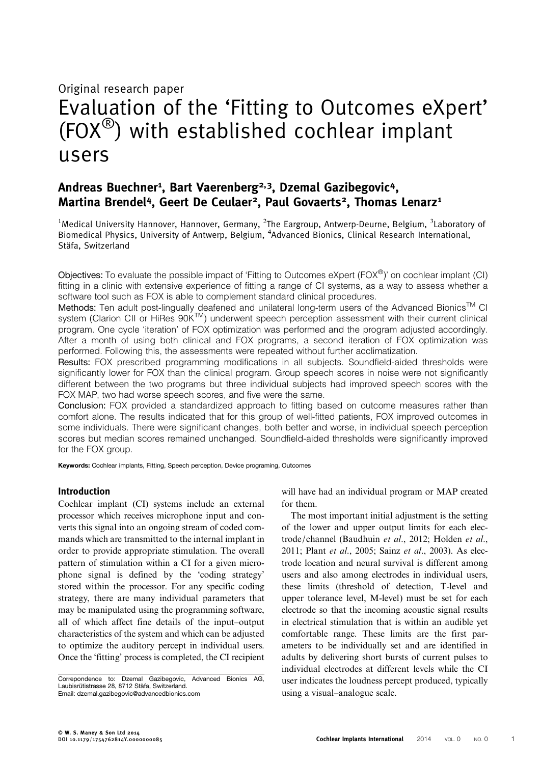Original research paper

# Evaluation of the 'Fitting to Outcomes eXpert' (FOX®) with established cochlear implant users

**Andreas Buechner[1], Bart Vaerenberg[2,3], Dzemal Gazibegovic[4], Martina Brendel[4], Geert De Ceulaer[2], Paul Govaerts[2], Thomas Lenarz[1]**

[1]Medical University Hannover, Hannover, Germany, [2]The Eargroup, Antwerp-Deurne, Belgium, [3]Laboratory of Biomedical Physics, University of Antwerp, Belgium, [4]Advanced Bionics, Clinical Research International, Stäfa, Switzerland

**Objectives:** To evaluate the possible impact of 'Fitting to Outcomes eXpert (FOX®)' on cochlear implant (CI) fitting in a clinic with extensive experience of fitting a range of CI systems, as a way to assess whether a software tool such as FOX is able to complement standard clinical procedures.

**Methods:** Ten adult post-lingually deafened and unilateral long-term users of the Advanced Bionics™ CI system (Clarion CII or HiRes 90K™) underwent speech perception assessment with their current clinical program. One cycle 'iteration' of FOX optimization was performed and the program adjusted accordingly. After a month of using both clinical and FOX programs, a second iteration of FOX optimization was performed. Following this, the assessments were repeated without further acclimatization.

**Results:** FOX prescribed programming modifications in all subjects. Soundfield-aided thresholds were significantly lower for FOX than the clinical program. Group speech scores in noise were not significantly different between the two programs but three individual subjects had improved speech scores with the FOX MAP, two had worse speech scores, and five were the same.

**Conclusion:** FOX provided a standardized approach to fitting based on outcome measures rather than comfort alone. The results indicated that for this group of well-fitted patients, FOX improved outcomes in some individuals. There were significant changes, both better and worse, in individual speech perception scores but median scores remained unchanged. Soundfield-aided thresholds were significantly improved for the FOX group.

**Keywords:** Cochlear implants, Fitting, Speech perception, Device programing, Outcomes

## Introduction

Cochlear implant (CI) systems include an external processor which receives microphone input and converts this signal into an ongoing stream of coded commands which are transmitted to the internal implant in order to provide appropriate stimulation. The overall pattern of stimulation within a CI for a given microphone signal is defined by the 'coding strategy' stored within the processor. For any specific coding strategy, there are many individual parameters that may be manipulated using the programming software, all of which affect fine details of the input–output characteristics of the system and which can be adjusted to optimize the auditory percept in individual users. Once the 'fitting' process is completed, the CI recipient will have had an individual program or MAP created for them.

The most important initial adjustment is the setting of the lower and upper output limits for each electrode/channel (Baudhuin *et al.*, 2012; Holden *et al.*, 2011; Plant *et al.*, 2005; Sainz *et al.*, 2003). As electrode location and neural survival is different among users and also among electrodes in individual users, these limits (threshold of detection, T-level and upper tolerance level, M-level) must be set for each electrode so that the incoming acoustic signal results in electrical stimulation that is within an audible yet comfortable range. These limits are the first parameters to be individually set and are identified in adults by delivering short bursts of current pulses to individual electrodes at different levels while the CI user indicates the loudness percept produced, typically using a visual–analogue scale.

Correpondence to: Dzemal Gazibegovic, Advanced Bionics AG, Laubisrütistrasse 28, 8712 Stäfa, Switzerland.
Email: dzemal.gazibegovic@advancedbionics.com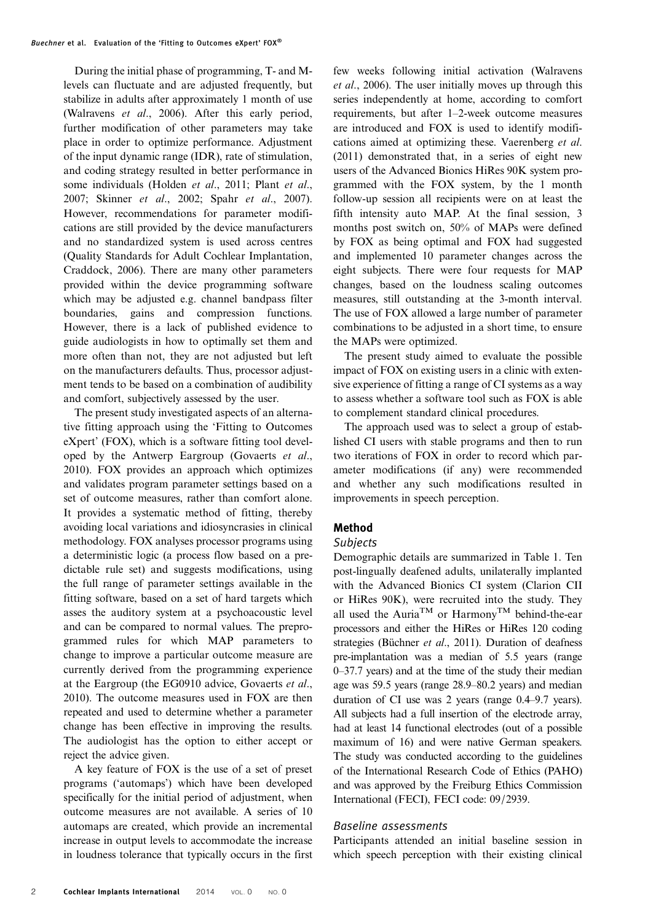During the initial phase of programming, T- and M-levels can fluctuate and are adjusted frequently, but stabilize in adults after approximately 1 month of use (Walravens *et al*., 2006). After this early period, further modification of other parameters may take place in order to optimize performance. Adjustment of the input dynamic range (IDR), rate of stimulation, and coding strategy resulted in better performance in some individuals (Holden *et al*., 2011; Plant *et al*., 2007; Skinner *et al*., 2002; Spahr *et al*., 2007). However, recommendations for parameter modifications are still provided by the device manufacturers and no standardized system is used across centres (Quality Standards for Adult Cochlear Implantation, Craddock, 2006). There are many other parameters provided within the device programming software which may be adjusted e.g. channel bandpass filter boundaries, gains and compression functions. However, there is a lack of published evidence to guide audiologists in how to optimally set them and more often than not, they are not adjusted but left on the manufacturers defaults. Thus, processor adjustment tends to be based on a combination of audibility and comfort, subjectively assessed by the user.

The present study investigated aspects of an alternative fitting approach using the 'Fitting to Outcomes eXpert' (FOX), which is a software fitting tool developed by the Antwerp Eargroup (Govaerts *et al*., 2010). FOX provides an approach which optimizes and validates program parameter settings based on a set of outcome measures, rather than comfort alone. It provides a systematic method of fitting, thereby avoiding local variations and idiosyncrasies in clinical methodology. FOX analyses processor programs using a deterministic logic (a process flow based on a predictable rule set) and suggests modifications, using the full range of parameter settings available in the fitting software, based on a set of hard targets which asses the auditory system at a psychoacoustic level and can be compared to normal values. The preprogrammed rules for which MAP parameters to change to improve a particular outcome measure are currently derived from the programming experience at the Eargroup (the EG0910 advice, Govaerts *et al*., 2010). The outcome measures used in FOX are then repeated and used to determine whether a parameter change has been effective in improving the results. The audiologist has the option to either accept or reject the advice given.

A key feature of FOX is the use of a set of preset programs ('automaps') which have been developed specifically for the initial period of adjustment, when outcome measures are not available. A series of 10 automaps are created, which provide an incremental increase in output levels to accommodate the increase in loudness tolerance that typically occurs in the first few weeks following initial activation (Walravens *et al*., 2006). The user initially moves up through this series independently at home, according to comfort requirements, but after 1–2-week outcome measures are introduced and FOX is used to identify modifications aimed at optimizing these. Vaerenberg *et al*. (2011) demonstrated that, in a series of eight new users of the Advanced Bionics HiRes 90K system programmed with the FOX system, by the 1 month follow-up session all recipients were on at least the fifth intensity auto MAP. At the final session, 3 months post switch on, 50% of MAPs were defined by FOX as being optimal and FOX had suggested and implemented 10 parameter changes across the eight subjects. There were four requests for MAP changes, based on the loudness scaling outcomes measures, still outstanding at the 3-month interval. The use of FOX allowed a large number of parameter combinations to be adjusted in a short time, to ensure the MAPs were optimized.

The present study aimed to evaluate the possible impact of FOX on existing users in a clinic with extensive experience of fitting a range of CI systems as a way to assess whether a software tool such as FOX is able to complement standard clinical procedures.

The approach used was to select a group of established CI users with stable programs and then to run two iterations of FOX in order to record which parameter modifications (if any) were recommended and whether any such modifications resulted in improvements in speech perception.

## Method

### Subjects

Demographic details are summarized in Table 1. Ten post-lingually deafened adults, unilaterally implanted with the Advanced Bionics CI system (Clarion CII or HiRes 90K), were recruited into the study. They all used the Auria™ or Harmony™ behind-the-ear processors and either the HiRes or HiRes 120 coding strategies (Büchner *et al*., 2011). Duration of deafness pre-implantation was a median of 5.5 years (range 0–37.7 years) and at the time of the study their median age was 59.5 years (range 28.9–80.2 years) and median duration of CI use was 2 years (range 0.4–9.7 years). All subjects had a full insertion of the electrode array, had at least 14 functional electrodes (out of a possible maximum of 16) and were native German speakers. The study was conducted according to the guidelines of the International Research Code of Ethics (PAHO) and was approved by the Freiburg Ethics Commission International (FECI), FECI code: 09/2939.

### Baseline assessments

Participants attended an initial baseline session in which speech perception with their existing clinical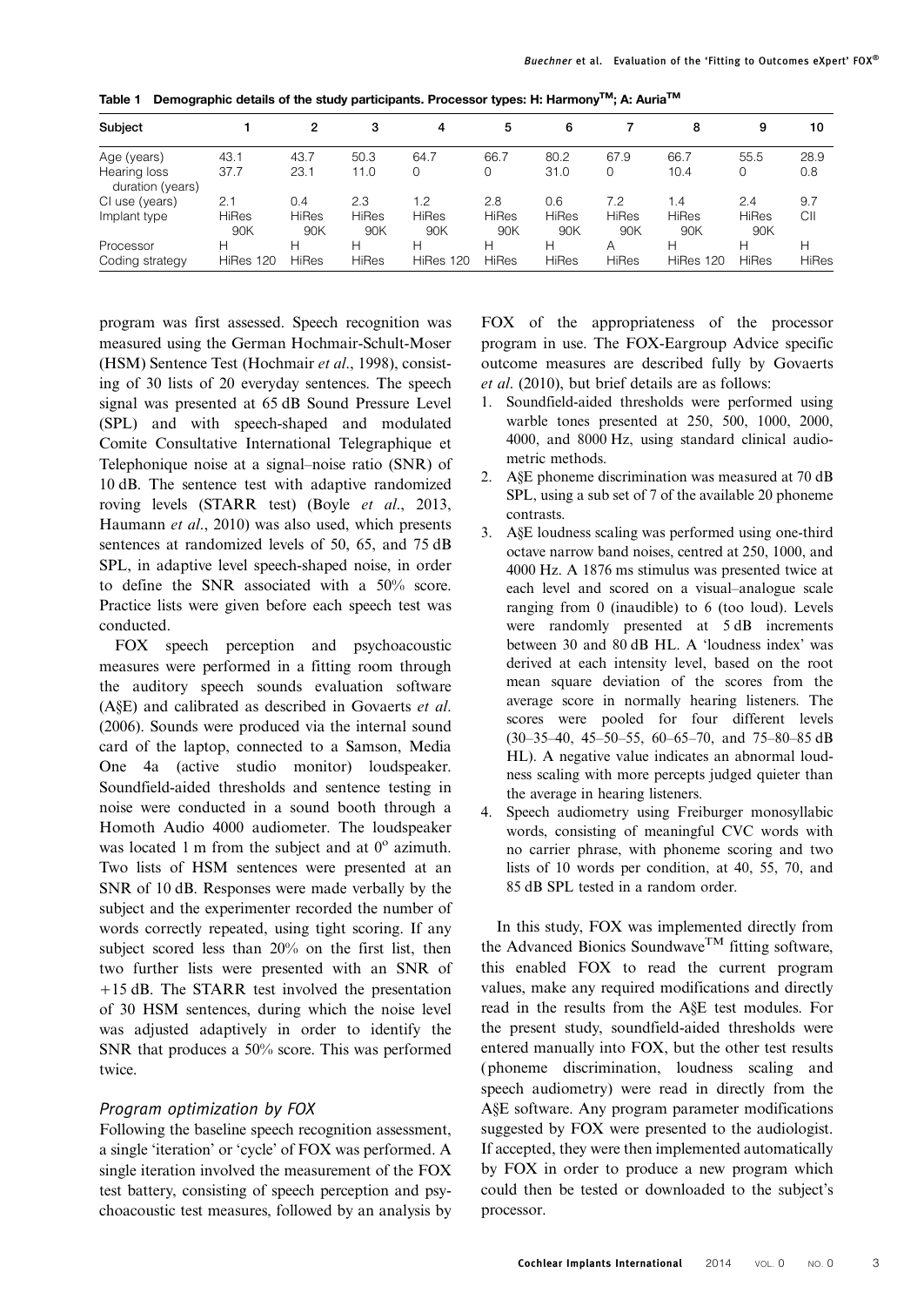**Table 1 Demographic details of the study participants. Processor types: H: Harmony™; A: Auria™**

| Subject | 1 | 2 | 3 | 4 | 5 | 6 | 7 | 8 | 9 | 10 |
|---|---|---|---|---|---|---|---|---|---|---|
| Age (years) | 43.1 | 43.7 | 50.3 | 64.7 | 66.7 | 80.2 | 67.9 | 66.7 | 55.5 | 28.9 |
| Hearing loss duration (years) | 37.7 | 23.1 | 11.0 | 0 | 0 | 31.0 | 0 | 10.4 | 0 | 0.8 |
| CI use (years) | 2.1 | 0.4 | 2.3 | 1.2 | 2.8 | 0.6 | 7.2 | 1.4 | 2.4 | 9.7 |
| Implant type | HiRes 90K | HiRes 90K | HiRes 90K | HiRes 90K | HiRes 90K | HiRes 90K | HiRes 90K | HiRes 90K | HiRes 90K | CII |
| Processor | H | H | H | H | H | H | A | H | H | H |
| Coding strategy | HiRes 120 | HiRes | HiRes | HiRes 120 | HiRes | HiRes | HiRes | HiRes 120 | HiRes | HiRes |

program was first assessed. Speech recognition was measured using the German Hochmair-Schult-Moser (HSM) Sentence Test (Hochmair *et al*., 1998), consisting of 30 lists of 20 everyday sentences. The speech signal was presented at 65 dB Sound Pressure Level (SPL) and with speech-shaped and modulated Comite Consultative International Telegraphique et Telephonique noise at a signal–noise ratio (SNR) of 10 dB. The sentence test with adaptive randomized roving levels (STARR test) (Boyle *et al*., 2013, Haumann *et al*., 2010) was also used, which presents sentences at randomized levels of 50, 65, and 75 dB SPL, in adaptive level speech-shaped noise, in order to define the SNR associated with a 50% score. Practice lists were given before each speech test was conducted.

FOX speech perception and psychoacoustic measures were performed in a fitting room through the auditory speech sounds evaluation software (A§E) and calibrated as described in Govaerts *et al*. (2006). Sounds were produced via the internal sound card of the laptop, connected to a Samson, Media One 4a (active studio monitor) loudspeaker. Soundfield-aided thresholds and sentence testing in noise were conducted in a sound booth through a Homoth Audio 4000 audiometer. The loudspeaker was located 1 m from the subject and at 0° azimuth. Two lists of HSM sentences were presented at an SNR of 10 dB. Responses were made verbally by the subject and the experimenter recorded the number of words correctly repeated, using tight scoring. If any subject scored less than 20% on the first list, then two further lists were presented with an SNR of +15 dB. The STARR test involved the presentation of 30 HSM sentences, during which the noise level was adjusted adaptively in order to identify the SNR that produces a 50% score. This was performed twice.

### *Program optimization by FOX*

Following the baseline speech recognition assessment, a single 'iteration' or 'cycle' of FOX was performed. A single iteration involved the measurement of the FOX test battery, consisting of speech perception and psychoacoustic test measures, followed by an analysis by FOX of the appropriateness of the processor program in use. The FOX-Eargroup Advice specific outcome measures are described fully by Govaerts *et al*. (2010), but brief details are as follows:

1. Soundfield-aided thresholds were performed using warble tones presented at 250, 500, 1000, 2000, 4000, and 8000 Hz, using standard clinical audiometric methods.
2. A§E phoneme discrimination was measured at 70 dB SPL, using a sub set of 7 of the available 20 phoneme contrasts.
3. A§E loudness scaling was performed using one-third octave narrow band noises, centred at 250, 1000, and 4000 Hz. A 1876 ms stimulus was presented twice at each level and scored on a visual–analogue scale ranging from 0 (inaudible) to 6 (too loud). Levels were randomly presented at 5 dB increments between 30 and 80 dB HL. A 'loudness index' was derived at each intensity level, based on the root mean square deviation of the scores from the average score in normally hearing listeners. The scores were pooled for four different levels (30–35–40, 45–50–55, 60–65–70, and 75–80–85 dB HL). A negative value indicates an abnormal loudness scaling with more percepts judged quieter than the average in hearing listeners.
4. Speech audiometry using Freiburger monosyllabic words, consisting of meaningful CVC words with no carrier phrase, with phoneme scoring and two lists of 10 words per condition, at 40, 55, 70, and 85 dB SPL tested in a random order.

In this study, FOX was implemented directly from the Advanced Bionics Soundwave™ fitting software, this enabled FOX to read the current program values, make any required modifications and directly read in the results from the A§E test modules. For the present study, soundfield-aided thresholds were entered manually into FOX, but the other test results (phoneme discrimination, loudness scaling and speech audiometry) were read in directly from the A§E software. Any program parameter modifications suggested by FOX were presented to the audiologist. If accepted, they were then implemented automatically by FOX in order to produce a new program which could then be tested or downloaded to the subject's processor.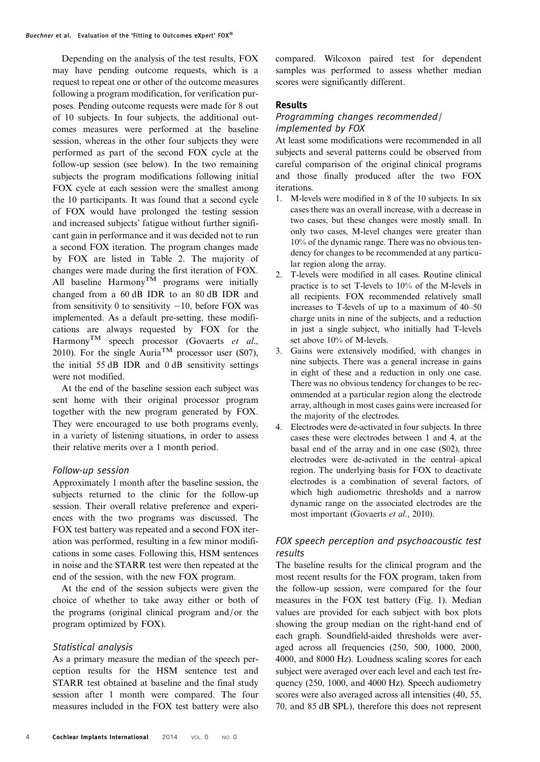Depending on the analysis of the test results, FOX may have pending outcome requests, which is a request to repeat one or other of the outcome measures following a program modification, for verification purposes. Pending outcome requests were made for 8 out of 10 subjects. In four subjects, the additional outcomes measures were performed at the baseline session, whereas in the other four subjects they were performed as part of the second FOX cycle at the follow-up session (see below). In the two remaining subjects the program modifications following initial FOX cycle at each session were the smallest among the 10 participants. It was found that a second cycle of FOX would have prolonged the testing session and increased subjects' fatigue without further significant gain in performance and it was decided not to run a second FOX iteration. The program changes made by FOX are listed in Table 2. The majority of changes were made during the first iteration of FOX. All baseline Harmony™ programs were initially changed from a 60 dB IDR to an 80 dB IDR and from sensitivity 0 to sensitivity −10, before FOX was implemented. As a default pre-setting, these modifications are always requested by FOX for the Harmony™ speech processor (Govaerts *et al*., 2010). For the single Auria™ processor user (S07), the initial 55 dB IDR and 0 dB sensitivity settings were not modified.

At the end of the baseline session each subject was sent home with their original processor program together with the new program generated by FOX. They were encouraged to use both programs evenly, in a variety of listening situations, in order to assess their relative merits over a 1 month period.

### *Follow-up session*

Approximately 1 month after the baseline session, the subjects returned to the clinic for the follow-up session. Their overall relative preference and experiences with the two programs was discussed. The FOX test battery was repeated and a second FOX iteration was performed, resulting in a few minor modifications in some cases. Following this, HSM sentences in noise and the STARR test were then repeated at the end of the session, with the new FOX program.

At the end of the session subjects were given the choice of whether to take away either or both of the programs (original clinical program and/or the program optimized by FOX).

### *Statistical analysis*

As a primary measure the median of the speech perception results for the HSM sentence test and STARR test obtained at baseline and the final study session after 1 month were compared. The four measures included in the FOX test battery were also compared. Wilcoxon paired test for dependent samples was performed to assess whether median scores were significantly different.

## Results

### *Programming changes recommended/implemented by FOX*

At least some modifications were recommended in all subjects and several patterns could be observed from careful comparison of the original clinical programs and those finally produced after the two FOX iterations.

1. M-levels were modified in 8 of the 10 subjects. In six cases there was an overall increase, with a decrease in two cases, but these changes were mostly small. In only two cases, M-level changes were greater than 10% of the dynamic range. There was no obvious tendency for changes to be recommended at any particular region along the array.
2. T-levels were modified in all cases. Routine clinical practice is to set T-levels to 10% of the M-levels in all recipients. FOX recommended relatively small increases to T-levels of up to a maximum of 40–50 charge units in nine of the subjects, and a reduction in just a single subject, who initially had T-levels set above 10% of M-levels.
3. Gains were extensively modified, with changes in nine subjects. There was a general increase in gains in eight of these and a reduction in only one case. There was no obvious tendency for changes to be recommended at a particular region along the electrode array, although in most cases gains were increased for the majority of the electrodes.
4. Electrodes were de-activated in four subjects. In three cases these were electrodes between 1 and 4, at the basal end of the array and in one case (S02), three electrodes were de-activated in the central–apical region. The underlying basis for FOX to deactivate electrodes is a combination of several factors, of which high audiometric thresholds and a narrow dynamic range on the associated electrodes are the most important (Govaerts *et al*., 2010).

### *FOX speech perception and psychoacoustic test results*

The baseline results for the clinical program and the most recent results for the FOX program, taken from the follow-up session, were compared for the four measures in the FOX test battery (Fig. 1). Median values are provided for each subject with box plots showing the group median on the right-hand end of each graph. Soundfield-aided thresholds were averaged across all frequencies (250, 500, 1000, 2000, 4000, and 8000 Hz). Loudness scaling scores for each subject were averaged over each level and each test frequency (250, 1000, and 4000 Hz). Speech audiometry scores were also averaged across all intensities (40, 55, 70, and 85 dB SPL), therefore this does not represent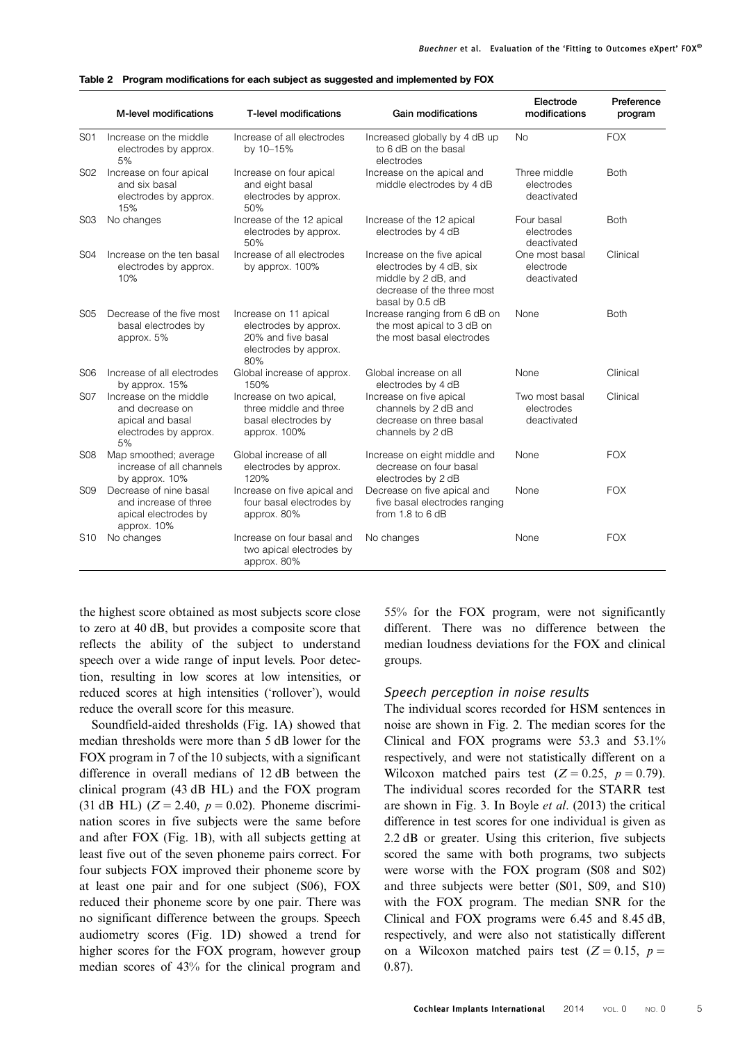**Table 2 Program modifications for each subject as suggested and implemented by FOX**

| | M-level modifications | T-level modifications | Gain modifications | Electrode modifications | Preference program |
|---|---|---|---|---|---|
| S01 | Increase on the middle electrodes by approx. 5% | Increase of all electrodes by 10–15% | Increased globally by 4 dB up to 6 dB on the basal electrodes | No | FOX |
| S02 | Increase on four apical and six basal electrodes by approx. 15% | Increase on four apical and eight basal electrodes by approx. 50% | Increase on the apical and middle electrodes by 4 dB | Three middle electrodes deactivated | Both |
| S03 | No changes | Increase of the 12 apical electrodes by approx. 50% | Increase of the 12 apical electrodes by 4 dB | Four basal electrodes deactivated | Both |
| S04 | Increase on the ten basal electrodes by approx. 10% | Increase of all electrodes by approx. 100% | Increase on the five apical electrodes by 4 dB, six middle by 2 dB, and decrease of the three most basal by 0.5 dB | One most basal electrode deactivated | Clinical |
| S05 | Decrease of the five most basal electrodes by approx. 5% | Increase on 11 apical electrodes by approx. 20% and five basal electrodes by approx. 80% | Increase ranging from 6 dB on the most apical to 3 dB on the most basal electrodes | None | Both |
| S06 | Increase of all electrodes by approx. 15% | Global increase of approx. 150% | Global increase on all electrodes by 4 dB | None | Clinical |
| S07 | Increase on the middle and decrease on apical and basal electrodes by approx. 5% | Increase on two apical, three middle and three basal electrodes by approx. 100% | Increase on five apical channels by 2 dB and decrease on three basal channels by 2 dB | Two most basal electrodes deactivated | Clinical |
| S08 | Map smoothed; average increase of all channels by approx. 10% | Global increase of all electrodes by approx. 120% | Increase on eight middle and decrease on four basal electrodes by 2 dB | None | FOX |
| S09 | Decrease of nine basal and increase of three apical electrodes by approx. 10% | Increase on five apical and four basal electrodes by approx. 80% | Decrease on five apical and five basal electrodes ranging from 1.8 to 6 dB | None | FOX |
| S10 | No changes | Increase on four basal and two apical electrodes by approx. 80% | No changes | None | FOX |

the highest score obtained as most subjects score close to zero at 40 dB, but provides a composite score that reflects the ability of the subject to understand speech over a wide range of input levels. Poor detection, resulting in low scores at low intensities, or reduced scores at high intensities ('rollover'), would reduce the overall score for this measure.

Soundfield-aided thresholds (Fig. 1A) showed that median thresholds were more than 5 dB lower for the FOX program in 7 of the 10 subjects, with a significant difference in overall medians of 12 dB between the clinical program (43 dB HL) and the FOX program (31 dB HL) ($Z = 2.40$, $p = 0.02$). Phoneme discrimination scores in five subjects were the same before and after FOX (Fig. 1B), with all subjects getting at least five out of the seven phoneme pairs correct. For four subjects FOX improved their phoneme score by at least one pair and for one subject (S06), FOX reduced their phoneme score by one pair. There was no significant difference between the groups. Speech audiometry scores (Fig. 1D) showed a trend for higher scores for the FOX program, however group median scores of 43% for the clinical program and 55% for the FOX program, were not significantly different. There was no difference between the median loudness deviations for the FOX and clinical groups.

### Speech perception in noise results

The individual scores recorded for HSM sentences in noise are shown in Fig. 2. The median scores for the Clinical and FOX programs were 53.3 and 53.1% respectively, and were not statistically different on a Wilcoxon matched pairs test ($Z = 0.25$, $p = 0.79$). The individual scores recorded for the STARR test are shown in Fig. 3. In Boyle *et al*. (2013) the critical difference in test scores for one individual is given as 2.2 dB or greater. Using this criterion, five subjects scored the same with both programs, two subjects were worse with the FOX program (S08 and S02) and three subjects were better (S01, S09, and S10) with the FOX program. The median SNR for the Clinical and FOX programs were 6.45 and 8.45 dB, respectively, and were also not statistically different on a Wilcoxon matched pairs test ($Z = 0.15$, $p = 0.87$).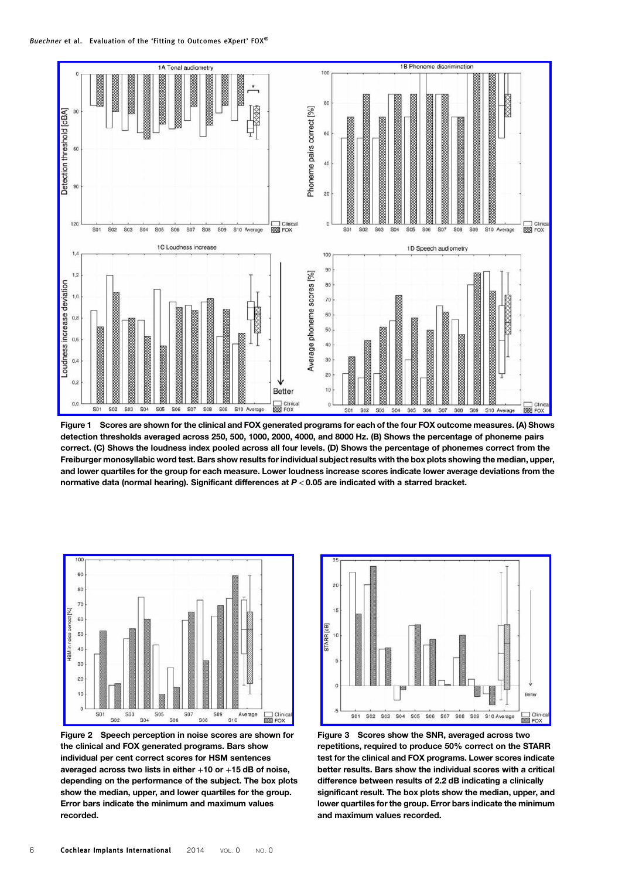Figure 1 Scores are shown for the clinical and FOX generated programs for each of the four FOX outcome measures. (A) Shows detection thresholds averaged across 250, 500, 1000, 2000, 4000, and 8000 Hz. (B) Shows the percentage of phoneme pairs correct. (C) Shows the loudness index pooled across all four loudness levels. (D) Shows the percentage of phonemes correct from the Freiburger monosyllabic word test. Bars show results for individual subject results with the box plots showing the median, upper, and lower quartiles for the group for each measure. Lower loudness increase scores indicate lower average deviations from the normative data (normal hearing). Significant differences at $P < 0.05$ are indicated with a starred bracket.

Figure 2 Speech perception in noise scores are shown for the clinical and FOX generated programs. Bars show individual per cent correct scores for HSM sentences averaged across two lists in either +10 or +15 dB of noise, depending on the performance of the subject. The box plots show the median, upper, and lower quartiles for the group. Error bars indicate the minimum and maximum values recorded.

Figure 3 Scores show the SNR, averaged across two repetitions, required to produce 50% correct on the STARR test for the clinical and FOX programs. Lower scores indicate better results. Bars show the individual scores with a critical difference between results of 2.2 dB indicating a clinically significant result. The box plots show the median, upper, and lower quartiles for the group. Error bars indicate the minimum and maximum values recorded.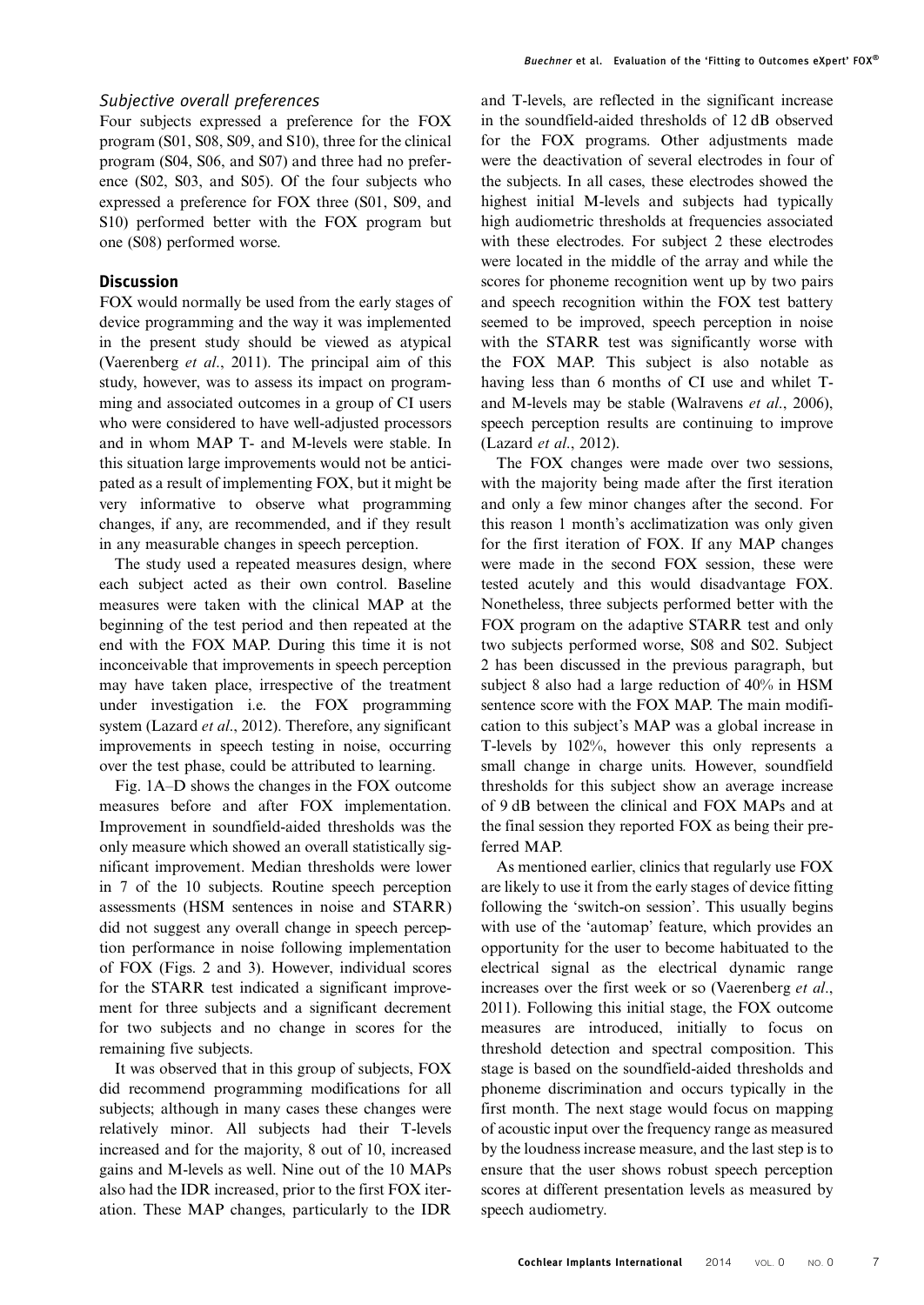### *Subjective overall preferences*

Four subjects expressed a preference for the FOX program (S01, S08, S09, and S10), three for the clinical program (S04, S06, and S07) and three had no preference (S02, S03, and S05). Of the four subjects who expressed a preference for FOX three (S01, S09, and S10) performed better with the FOX program but one (S08) performed worse.

## Discussion

FOX would normally be used from the early stages of device programming and the way it was implemented in the present study should be viewed as atypical (Vaerenberg *et al*., 2011). The principal aim of this study, however, was to assess its impact on programming and associated outcomes in a group of CI users who were considered to have well-adjusted processors and in whom MAP T- and M-levels were stable. In this situation large improvements would not be anticipated as a result of implementing FOX, but it might be very informative to observe what programming changes, if any, are recommended, and if they result in any measurable changes in speech perception.

The study used a repeated measures design, where each subject acted as their own control. Baseline measures were taken with the clinical MAP at the beginning of the test period and then repeated at the end with the FOX MAP. During this time it is not inconceivable that improvements in speech perception may have taken place, irrespective of the treatment under investigation i.e. the FOX programming system (Lazard *et al*., 2012). Therefore, any significant improvements in speech testing in noise, occurring over the test phase, could be attributed to learning.

Fig. 1A–D shows the changes in the FOX outcome measures before and after FOX implementation. Improvement in soundfield-aided thresholds was the only measure which showed an overall statistically significant improvement. Median thresholds were lower in 7 of the 10 subjects. Routine speech perception assessments (HSM sentences in noise and STARR) did not suggest any overall change in speech perception performance in noise following implementation of FOX (Figs. 2 and 3). However, individual scores for the STARR test indicated a significant improvement for three subjects and a significant decrement for two subjects and no change in scores for the remaining five subjects.

It was observed that in this group of subjects, FOX did recommend programming modifications for all subjects; although in many cases these changes were relatively minor. All subjects had their T-levels increased and for the majority, 8 out of 10, increased gains and M-levels as well. Nine out of the 10 MAPs also had the IDR increased, prior to the first FOX iteration. These MAP changes, particularly to the IDR and T-levels, are reflected in the significant increase in the soundfield-aided thresholds of 12 dB observed for the FOX programs. Other adjustments made were the deactivation of several electrodes in four of the subjects. In all cases, these electrodes showed the highest initial M-levels and subjects had typically high audiometric thresholds at frequencies associated with these electrodes. For subject 2 these electrodes were located in the middle of the array and while the scores for phoneme recognition went up by two pairs and speech recognition within the FOX test battery seemed to be improved, speech perception in noise with the STARR test was significantly worse with the FOX MAP. This subject is also notable as having less than 6 months of CI use and whilet T- and M-levels may be stable (Walravens *et al*., 2006), speech perception results are continuing to improve (Lazard *et al*., 2012).

The FOX changes were made over two sessions, with the majority being made after the first iteration and only a few minor changes after the second. For this reason 1 month's acclimatization was only given for the first iteration of FOX. If any MAP changes were made in the second FOX session, these were tested acutely and this would disadvantage FOX. Nonetheless, three subjects performed better with the FOX program on the adaptive STARR test and only two subjects performed worse, S08 and S02. Subject 2 has been discussed in the previous paragraph, but subject 8 also had a large reduction of 40% in HSM sentence score with the FOX MAP. The main modification to this subject's MAP was a global increase in T-levels by 102%, however this only represents a small change in charge units. However, soundfield thresholds for this subject show an average increase of 9 dB between the clinical and FOX MAPs and at the final session they reported FOX as being their preferred MAP.

As mentioned earlier, clinics that regularly use FOX are likely to use it from the early stages of device fitting following the 'switch-on session'. This usually begins with use of the 'automap' feature, which provides an opportunity for the user to become habituated to the electrical signal as the electrical dynamic range increases over the first week or so (Vaerenberg *et al*., 2011). Following this initial stage, the FOX outcome measures are introduced, initially to focus on threshold detection and spectral composition. This stage is based on the soundfield-aided thresholds and phoneme discrimination and occurs typically in the first month. The next stage would focus on mapping of acoustic input over the frequency range as measured by the loudness increase measure, and the last step is to ensure that the user shows robust speech perception scores at different presentation levels as measured by speech audiometry.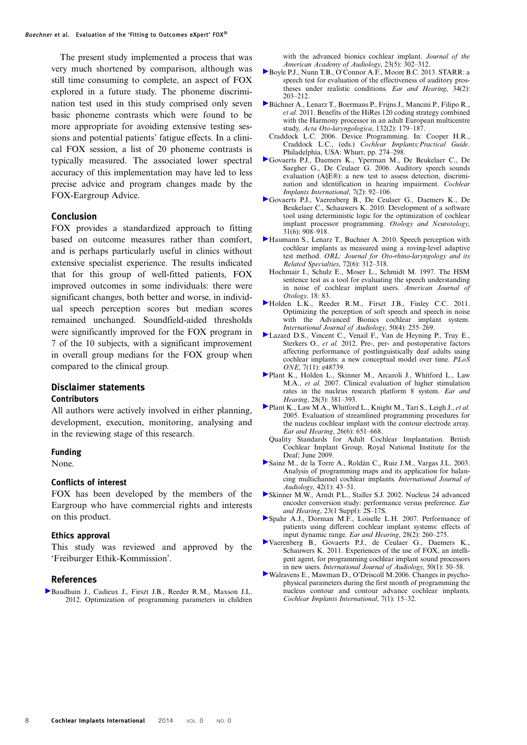The present study implemented a process that was very much shortened by comparison, although was still time consuming to complete, an aspect of FOX explored in a future study. The phoneme discrimination test used in this study comprised only seven basic phoneme contrasts which were found to be more appropriate for avoiding extensive testing sessions and potential patients' fatigue effects. In a clinical FOX session, a list of 20 phoneme contrasts is typically measured. The associated lower spectral accuracy of this implementation may have led to less precise advice and program changes made by the FOX-Eargroup Advice.

## Conclusion

FOX provides a standardized approach to fitting based on outcome measures rather than comfort, and is perhaps particularly useful in clinics without extensive specialist experience. The results indicated that for this group of well-fitted patients, FOX improved outcomes in some individuals: there were significant changes, both better and worse, in individual speech perception scores but median scores remained unchanged. Soundfield-aided thresholds were significantly improved for the FOX program in 7 of the 10 subjects, with a significant improvement in overall group medians for the FOX group when compared to the clinical group.

## Disclaimer statements

### Contributors

All authors were actively involved in either planning, development, execution, monitoring, analysing and in the reviewing stage of this research.

### Funding

None.

### Conflicts of interest

FOX has been developed by the members of the Eargroup who have commercial rights and interests on this product.

### Ethics approval

This study was reviewed and approved by the 'Freiburger Ethik-Kommission'.

## References

Baudhuin J., Cadieux J., Firszt J.B., Reeder R.M., Maxson J.L. 2012. Optimization of programming parameters in children with the advanced bionics cochlear implant. *Journal of the American Academy of Audiology*, 23(5): 302–312.

Boyle P.J., Nunn T.B., O'Connor A.F., Moore B.C. 2013. STARR: a speech test for evaluation of the effectiveness of auditory prostheses under realistic conditions. *Ear and Hearing*, 34(2): 203–212.

Büchner A., Lenarz T., Boermans P., Frijns J., Mancini P., Filipo R., *et al.* 2011. Benefits of the HiRes 120 coding strategy combined with the Harmony processor in an adult European multicentre study. *Acta Oto-laryngologica*, 132(2): 179–187.

Craddock L.C. 2006. Device Programming. In: Cooper H.R., Craddock L.C., (eds.) *Cochlear Implants;Practical Guide*. Philadelphia, USA: Whurr, pp. 274–298.

Govaerts P.J., Daemers K., Yperman M., De Beukelaer C., De Saegher G., De Ceulaer G. 2006. Auditory speech sounds evaluation (A§E®): a new test to assess detection, discrimination and identification in hearing impairment. *Cochlear Implants International*, 7(2): 92–106.

Govaerts P.J., Vaerenberg B., De Ceulaer G., Daemers K., De Beukelaer C., Schauwers K. 2010. Development of a software tool using deterministic logic for the optimization of cochlear implant processor programming. *Otology and Neurotology*, 31(6): 908–918.

Haumann S., Lenarz T., Buchner A. 2010. Speech perception with cochlear implants as measured using a roving-level adaptive test method. *ORL: Journal for Oto-rhino-laryngology and its Related Specialties*, 72(6): 312–318.

Hochmair I., Schulz E., Moser L., Schmidt M. 1997. The HSM sentence test as a tool for evaluating the speech understanding in noise of cochlear implant users. *American Journal of Otology*, 18: 83.

Holden L.K., Reeder R.M., Firszt J.B., Finley C.C. 2011. Optimizing the perception of soft speech and speech in noise with the Advanced Bionics cochlear implant system. *International Journal of Audiology*, 50(4): 255–269.

Lazard D.S., Vincent C., Venail F., Van de Heyning P., Truy E., Sterkers O., *et al.* 2012. Pre-, per- and postoperative factors affecting performance of postlinguistically deaf adults using cochlear implants: a new conceptual model over time. *PLoS ONE*, 7(11): e48739.

Plant K., Holden L., Skinner M., Arcaroli J., Whitford L., Law M.A., *et al.* 2007. Clinical evaluation of higher stimulation rates in the nucleus research platform 8 system. *Ear and Hearing*, 28(3): 381–393.

Plant K., Law M.A., Whitford L., Knight M., Tari S., Leigh J., *et al.* 2005. Evaluation of streamlined programming procedures for the nucleus cochlear implant with the contour electrode array. *Ear and Hearing*, 26(6): 651–668.

Quality Standards for Adult Cochlear Implantation. British Cochlear Implant Group, Royal National Institute for the Deaf; June 2009.

Sainz M., de la Torre A., Roldán C., Ruiz J.M., Vargas J.L. 2003. Analysis of programming maps and its application for balancing multichannel cochlear implants. *International Journal of Audiology*, 42(1): 43–51.

Skinner M.W., Arndt P.L., Staller S.J. 2002. Nucleus 24 advanced encoder conversion study: performance versus preference. *Ear and Hearing*, 23(1 Suppl): 2S–17S.

Spahr A.J., Dorman M.F., Loiselle L.H. 2007. Performance of patients using different cochlear implant systems: effects of input dynamic range. *Ear and Hearing*, 28(2): 260–275.

Vaerenberg B., Govaerts P.J., de Ceulaer G., Daemers K., Schauwers K. 2011. Experiences of the use of FOX, an intelligent agent, for programming cochlear implant sound processors in new users. *International Journal of Audiology*, 50(1): 50–58.

Walravens E., Mawman D., O'Driscoll M.2006. Changes in psychophysical parameters during the first month of programming the nucleus contour and contour advance cochlear implants. *Cochlear Implants International*, 7(1): 15–32.